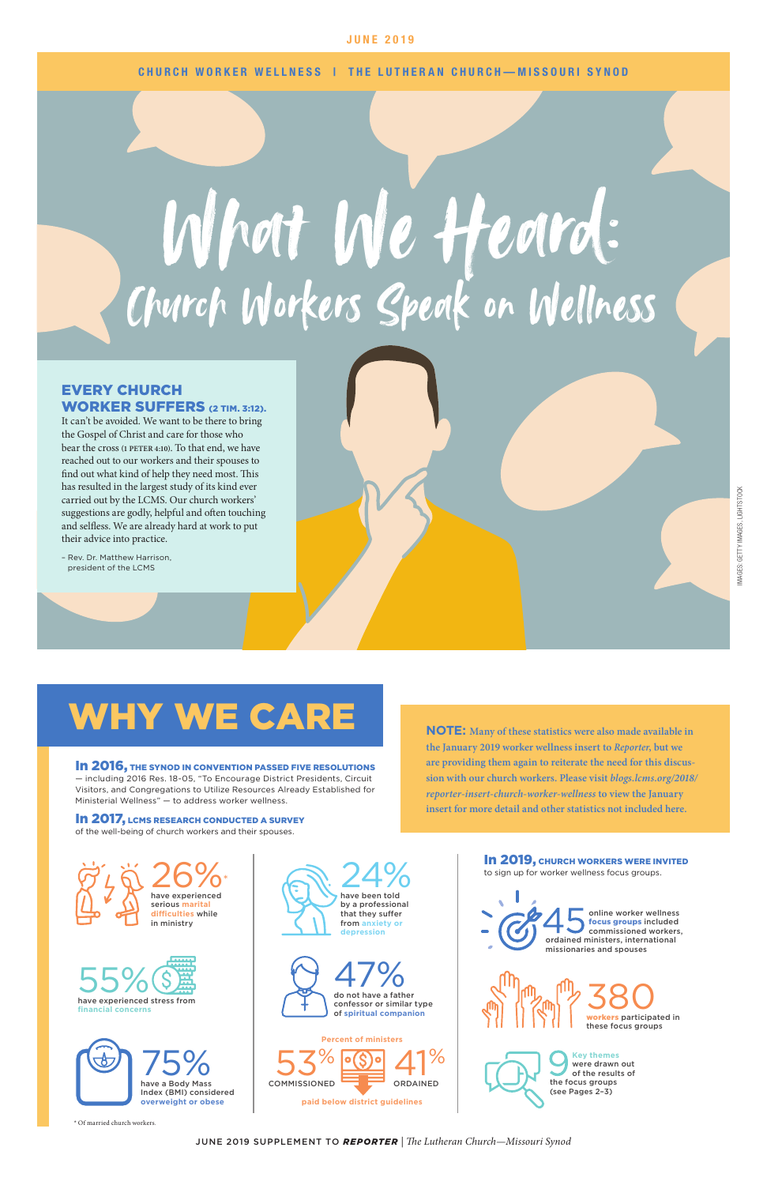JUNE 2019

CHURCH WORKER WELLNESS | THE LUTHERAN CHURCH—MISSOURI SYNOD

# What We Heard: Church Workers Speak on Wellness

## EVERY CHURCH WORKER SUFFERS (2 TIM. 3:12).

It can't be avoided. We want to be there to bring the Gospel of Christ and care for those who bear the cross (1 PETER 4:10). To that end, we have reached out to our workers and their spouses to find out what kind of help they need most. This has resulted in the largest study of its kind ever carried out by the LCMS. Our church workers' suggestions are godly, helpful and often touching and selfless. We are already hard at work to put their advice into practice.

– Rev. Dr. Matthew Harrison, president of the LCMS

IMAGES: GETTY IMAGES, LIGHTSTOCK

# WHY WE CARE

**In 2016, THE SYNOD IN CONVENTION PASSED FIVE RESOLUTIONS** — including 2016 Res. 18-05, "To Encourage District Presidents, Circuit Visitors, and Congregations to Utilize Resources Already Established for Ministerial Wellness" — to address worker wellness.

**In 2017, LCMS RESEARCH CONDUCTED A SURVEY** of the well-being of church workers and their spouses.

**NOTE:** Many of these statistics were also made available in the January 2019 worker wellness insert to *Reporter*, but we are providing them again to reiterate the need for this discussion with our church workers. Please visit *blogs.lcms.org/2018/reporter-insert-church-worker-wellness* to view the January insert for more detail and other statistics not included here.

- **26%*** have experienced serious marital difficulties while in ministry
- **55%** have experienced stress from financial concerns
- **75%** have a Body Mass Index (BMI) considered overweight or obese
- **24%** have been told by a professional that they suffer from anxiety or depression
- **47%** do not have a father confessor or similar type of spiritual companion
- Percent of ministers paid below district guidelines: **53%** COMMISSIONED, **41%** ORDAINED

**In 2019, CHURCH WORKERS WERE INVITED** to sign up for worker wellness focus groups.

- **45** online worker wellness focus groups included commissioned workers, ordained ministers, international missionaries and spouses
- **380** workers participated in these focus groups
- **9** Key themes were drawn out of the results of the focus groups (see Pages 2–3)

\* Of married church workers.

JUNE 2019 SUPPLEMENT TO ***REPORTER*** | *The Lutheran Church—Missouri Synod*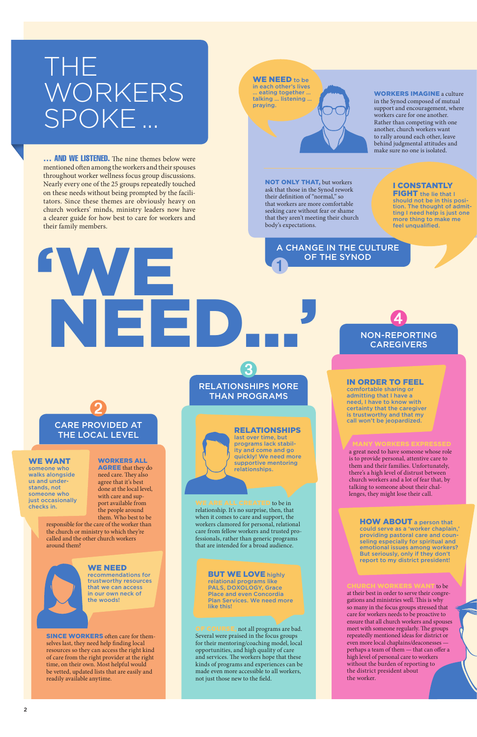# THE WORKERS SPOKE ...

**... AND WE LISTENED.** The nine themes below were mentioned often among the workers and their spouses throughout worker wellness focus group discussions. Nearly every one of the 25 groups repeatedly touched on these needs without being prompted by the facilitators. Since these themes are obviously heavy on church workers' minds, ministry leaders now have a clearer guide for how best to care for workers and their family members.

# 'WE NEED...'

## 1 A CHANGE IN THE CULTURE OF THE SYNOD

**WE NEED** to be in each other's lives ... eating together ... talking ... listening ... praying.

**WORKERS IMAGINE** a culture in the Synod composed of mutual support and encouragement, where workers care for one another. Rather than competing with one another, church workers want to rally around each other, leave behind judgmental attitudes and make sure no one is isolated.

**NOT ONLY THAT,** but workers ask that those in the Synod rework their definition of "normal," so that workers are more comfortable seeking care without fear or shame that they aren't meeting their church body's expectations.

**I CONSTANTLY FIGHT** the lie that I should not be in this position. The thought of admitting I need help is just one more thing to make me feel unqualified.

## 2 CARE PROVIDED AT THE LOCAL LEVEL

**WE WANT** someone who walks alongside us and understands, not someone who just occasionally checks in.

**WORKERS ALL AGREE** that they do need care. They also agree that it's best done at the local level, with care and support available from the people around them. Who best to be responsible for the care of the worker than the church or ministry to which they're called and the other church workers around them?

**WE NEED** recommendations for trustworthy resources that we can access in our own neck of the woods!

**SINCE WORKERS** often care for themselves last, they need help finding local resources so they can access the right kind of care from the right provider at the right time, on their own. Most helpful would be vetted, updated lists that are easily and readily available anytime.

## 3 RELATIONSHIPS MORE THAN PROGRAMS

**RELATIONSHIPS** last over time, but programs lack stability and come and go quickly! We need more supportive mentoring relationships.

**WE ARE ALL CREATED** to be in relationship. It's no surprise, then, that when it comes to care and support, the workers clamored for personal, relational care from fellow workers and trusted professionals, rather than generic programs that are intended for a broad audience.

**BUT WE LOVE** highly relational programs like PALS, DOXOLOGY, Grace Place and even Concordia Plan Services. We need more like this!

**OF COURSE,** not all programs are bad. Several were praised in the focus groups for their mentoring/coaching model, local opportunities, and high quality of care and services. The workers hope that these kinds of programs and experiences can be made even more accessible to all workers, not just those new to the field.

## 4 NON-REPORTING CAREGIVERS

**IN ORDER TO FEEL** comfortable sharing or admitting that I have a need, I have to know with certainty that the caregiver is trustworthy and that my call won't be jeopardized.

**MANY WORKERS EXPRESSED** a great need to have someone whose role is to provide personal, attentive care to them and their families. Unfortunately, there's a high level of distrust between church workers and a lot of fear that, by talking to someone about their challenges, they might lose their call.

**HOW ABOUT** a person that could serve as a 'worker chaplain,' providing pastoral care and counseling especially for spiritual and emotional issues among workers? But seriously, only if they don't report to my district president!

**CHURCH WORKERS WANT** to be at their best in order to serve their congregations and ministries well. This is why so many in the focus groups stressed that care for workers needs to be proactive to ensure that all church workers and spouses meet with someone regularly. The groups repeatedly mentioned ideas for district or even more local chaplains/deaconesses — perhaps a team of them — that can offer a high level of personal care to workers without the burden of reporting to the district president about the worker.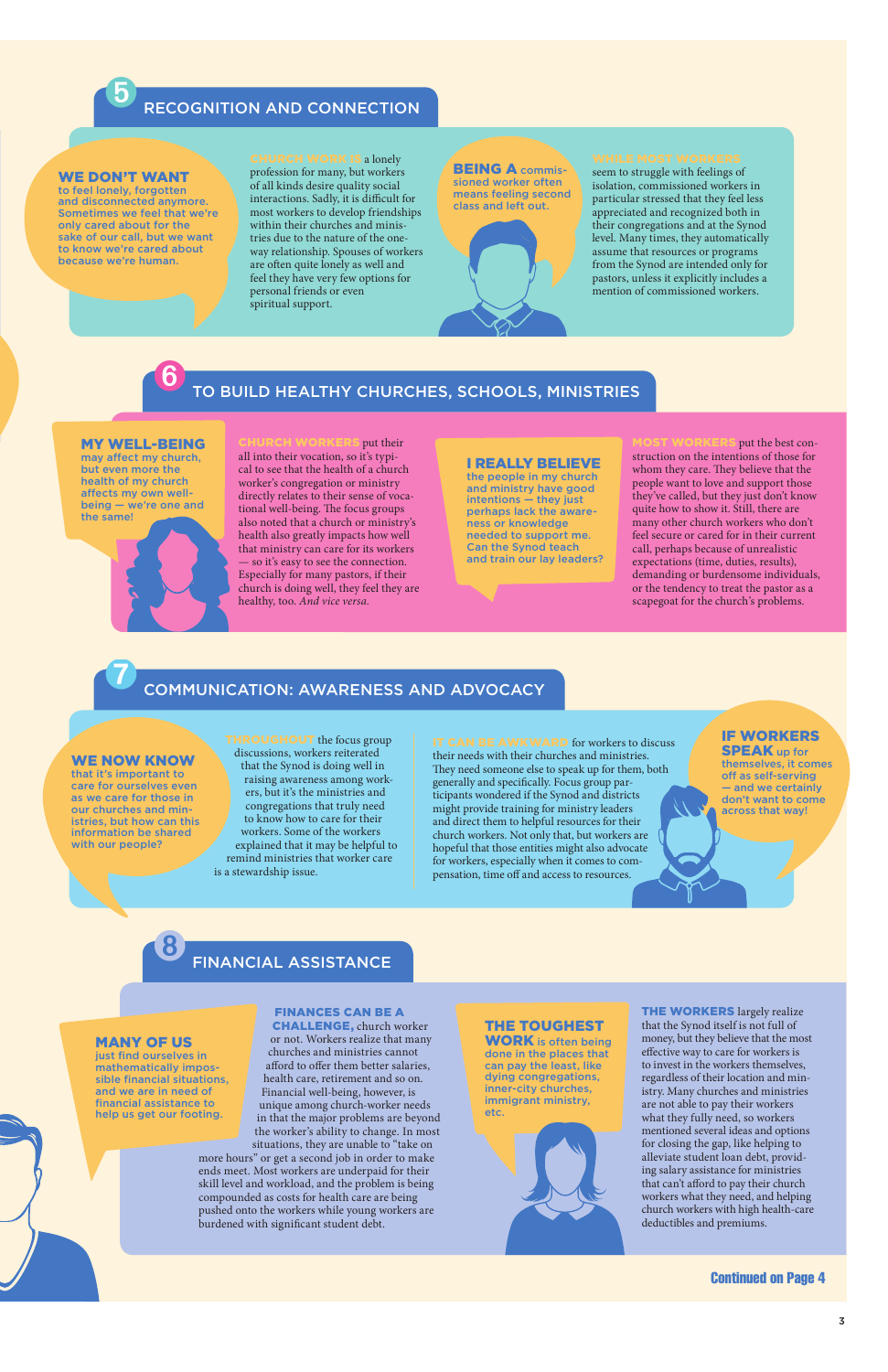## 5 RECOGNITION AND CONNECTION

**WE DON'T WANT** to feel lonely, forgotten and disconnected anymore. Sometimes we feel that we're only cared about for the sake of our call, but we want to know we're cared about because we're human.

**CHURCH WORK IS** a lonely profession for many, but workers of all kinds desire quality social interactions. Sadly, it is difficult for most workers to develop friendships within their churches and ministries due to the nature of the one-way relationship. Spouses of workers are often quite lonely as well and feel they have very few options for personal friends or even spiritual support.

**BEING A** commissioned worker often means feeling second class and left out.

**WHILE MOST WORKERS** seem to struggle with feelings of isolation, commissioned workers in particular stressed that they feel less appreciated and recognized both in their congregations and at the Synod level. Many times, they automatically assume that resources or programs from the Synod are intended only for pastors, unless it explicitly includes a mention of commissioned workers.

## 6 TO BUILD HEALTHY CHURCHES, SCHOOLS, MINISTRIES

**MY WELL-BEING** may affect my church, but even more the health of my church affects my own well-being — we're one and the same!

**CHURCH WORKERS** put their all into their vocation, so it's typical to see that the health of a church worker's congregation or ministry directly relates to their sense of vocational well-being. The focus groups also noted that a church or ministry's health also greatly impacts how well that ministry can care for its workers — so it's easy to see the connection. Especially for many pastors, if their church is doing well, they feel they are healthy, too. *And vice versa.*

**I REALLY BELIEVE** the people in my church and ministry have good intentions — they just perhaps lack the awareness or knowledge needed to support me. Can the Synod teach and train our lay leaders?

**MOST WORKERS** put the best construction on the intentions of those for whom they care. They believe that the people want to love and support those they've called, but they just don't know quite how to show it. Still, there are many other church workers who don't feel secure or cared for in their current call, perhaps because of unrealistic expectations (time, duties, results), demanding or burdensome individuals, or the tendency to treat the pastor as a scapegoat for the church's problems.

## 7 COMMUNICATION: AWARENESS AND ADVOCACY

**WE NOW KNOW** that it's important to care for ourselves even as we care for those in our churches and ministries, but how can this information be shared with our people?

**THROUGHOUT** the focus group discussions, workers reiterated that the Synod is doing well in raising awareness among workers, but it's the ministries and congregations that truly need to know how to care for their workers. Some of the workers explained that it may be helpful to remind ministries that worker care is a stewardship issue.

**IT CAN BE AWKWARD** for workers to discuss their needs with their churches and ministries. They need someone else to speak up for them, both generally and specifically. Focus group participants wondered if the Synod and districts might provide training for ministry leaders and direct them to helpful resources for their church workers. Not only that, but workers are hopeful that those entities might also advocate for workers, especially when it comes to compensation, time off and access to resources.

**IF WORKERS SPEAK** up for themselves, it comes off as self-serving — and we certainly don't want to come across that way!

## 8 FINANCIAL ASSISTANCE

**MANY OF US** just find ourselves in mathematically impossible financial situations, and we are in need of financial assistance to help us get our footing.

**FINANCES CAN BE A CHALLENGE,** church worker or not. Workers realize that many churches and ministries cannot afford to offer them better salaries, health care, retirement and so on. Financial well-being, however, is unique among church-worker needs in that the major problems are beyond the worker's ability to change. In most situations, they are unable to "take on more hours" or get a second job in order to make ends meet. Most workers are underpaid for their skill level and workload, and the problem is being compounded as costs for health care are being pushed onto the workers while young workers are burdened with significant student debt.

**THE TOUGHEST WORK** is often being done in the places that can pay the least, like dying congregations, inner-city churches, immigrant ministry, etc.

**THE WORKERS** largely realize that the Synod itself is not full of money, but they believe that the most effective way to care for workers is to invest in the workers themselves, regardless of their location and ministry. Many churches and ministries are not able to pay their workers what they fully need, so workers mentioned several ideas and options for closing the gap, like helping to alleviate student loan debt, providing salary assistance for ministries that can't afford to pay their church workers what they need, and helping church workers with high health-care deductibles and premiums.

**Continued on Page 4**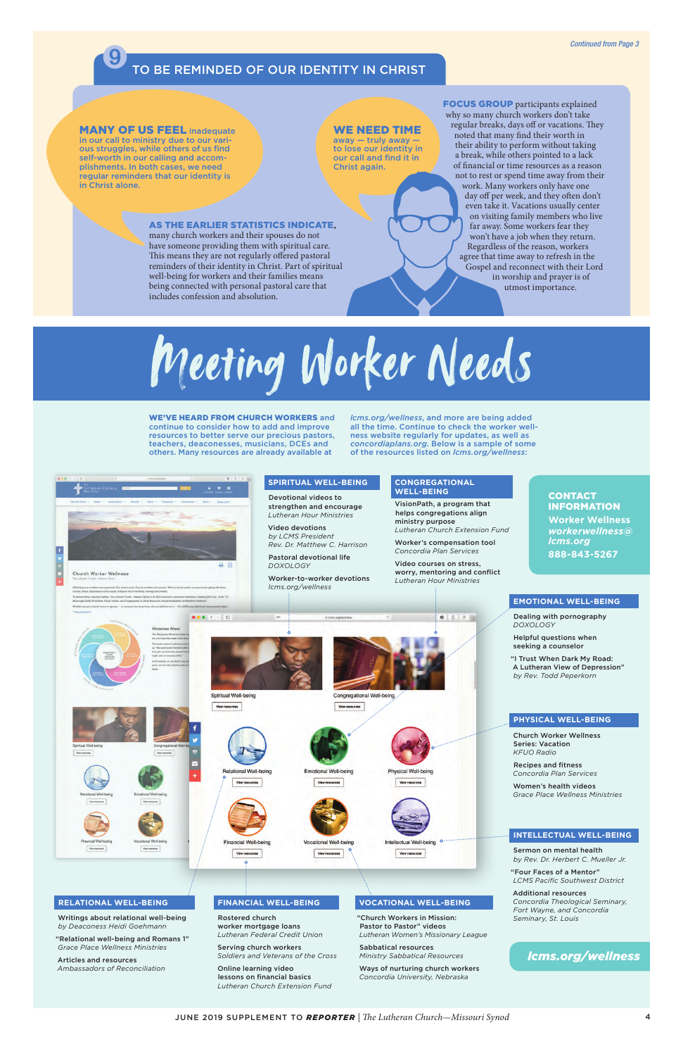*Continued from Page 3*

## 9 TO BE REMINDED OF OUR IDENTITY IN CHRIST

**MANY OF US FEEL** inadequate in our call to ministry due to various struggles, while others of us find self-worth in our calling and accomplishments. In both cases, we need regular reminders that our identity is in Christ alone.

**WE NEED TIME** away — truly away — to lose our identity in our call and find it in Christ again.

**AS THE EARLIER STATISTICS INDICATE,** many church workers and their spouses do not have someone providing them with spiritual care. This means they are not regularly offered pastoral reminders of their identity in Christ. Part of spiritual well-being for workers and their families means being connected with personal pastoral care that includes confession and absolution.

**FOCUS GROUP** participants explained why so many church workers don't take regular breaks, days off or vacations. They noted that many find their worth in their ability to perform without taking a break, while others pointed to a lack of financial or time resources as a reason not to rest or spend time away from their work. Many workers only have one day off per week, and they often don't even take it. Vacations usually center on visiting family members who live far away. Some workers fear they won't have a job when they return. Regardless of the reason, workers agree that time away to refresh in the Gospel and reconnect with their Lord in worship and prayer is of utmost importance.

# Meeting Worker Needs

**WE'VE HEARD FROM CHURCH WORKERS** and continue to consider how to add and improve resources to better serve our precious pastors, teachers, deaconesses, musicians, DCEs and others. Many resources are already available at *lcms.org/wellness*, and more are being added all the time. Continue to check the worker wellness website regularly for updates, as well as *concordiaplans.org*. Below is a sample of some of the resources listed on *lcms.org/wellness*:

### SPIRITUAL WELL-BEING

Devotional videos to strengthen and encourage
*Lutheran Hour Ministries*

Video devotions by LCMS President Rev. Dr. Matthew C. Harrison

Pastoral devotional life
*DOXOLOGY*

Worker-to-worker devotions
*lcms.org/wellness*

### CONGREGATIONAL WELL-BEING

VisionPath, a program that helps congregations align ministry purpose
*Lutheran Church Extension Fund*

Worker's compensation tool
*Concordia Plan Services*

Video courses on stress, worry, mentoring and conflict
*Lutheran Hour Ministries*

### CONTACT INFORMATION

Worker Wellness
*workerwellness@lcms.org*
888-843-5267

### EMOTIONAL WELL-BEING

Dealing with pornography
*DOXOLOGY*

Helpful questions when seeking a counselor

"I Trust When Dark My Road: A Lutheran View of Depression"
*by Rev. Todd Peperkorn*

### PHYSICAL WELL-BEING

Church Worker Wellness Series: Vacation
*KFUO Radio*

Recipes and fitness
*Concordia Plan Services*

Women's health videos
*Grace Place Wellness Ministries*

### INTELLECTUAL WELL-BEING

Sermon on mental health
*by Rev. Dr. Herbert C. Mueller Jr.*

"Four Faces of a Mentor"
*LCMS Pacific Southwest District*

Additional resources
*Concordia Theological Seminary, Fort Wayne, and Concordia Seminary, St. Louis*

### RELATIONAL WELL-BEING

Writings about relational well-being
*by Deaconess Heidi Goehmann*

"Relational well-being and Romans 1"
*Grace Place Wellness Ministries*

Articles and resources
*Ambassadors of Reconciliation*

### FINANCIAL WELL-BEING

Rostered church worker mortgage loans
*Lutheran Federal Credit Union*

Serving church workers
*Soldiers and Veterans of the Cross*

Online learning video lessons on financial basics
*Lutheran Church Extension Fund*

### VOCATIONAL WELL-BEING

"Church Workers in Mission: Pastor to Pastor" videos
*Lutheran Women's Missionary League*

Sabbatical resources
*Ministry Sabbatical Resources*

Ways of nurturing church workers
*Concordia University, Nebraska*

*lcms.org/wellness*